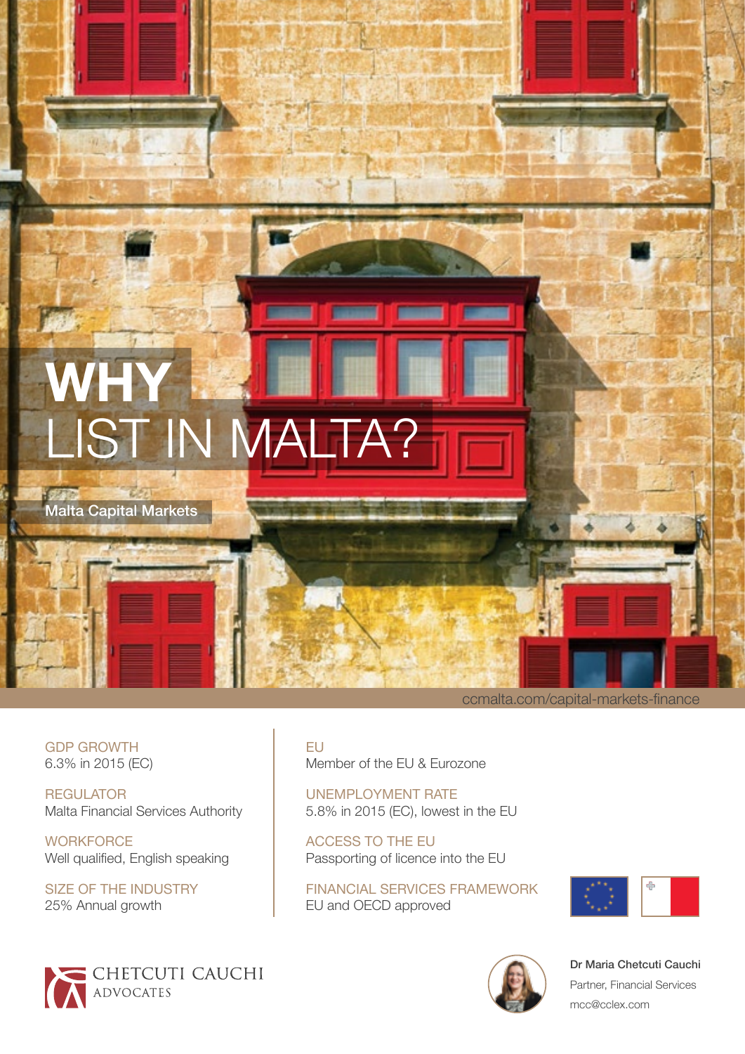# WHY LIST IN MALTA?

Malta Capital Markets

ccmalta.com/capital-markets-finance

GDP GROWTH
6.3% in 2015 (EC)

REGULATOR
Malta Financial Services Authority

WORKFORCE
Well qualified, English speaking

SIZE OF THE INDUSTRY
25% Annual growth

EU
Member of the EU & Eurozone

UNEMPLOYMENT RATE
5.8% in 2015 (EC), lowest in the EU

ACCESS TO THE EU
Passporting of licence into the EU

FINANCIAL SERVICES FRAMEWORK
EU and OECD approved

CHETCUTI CAUCHI ADVOCATES

**Dr Maria Chetcuti Cauchi**
Partner, Financial Services
mcc@cclex.com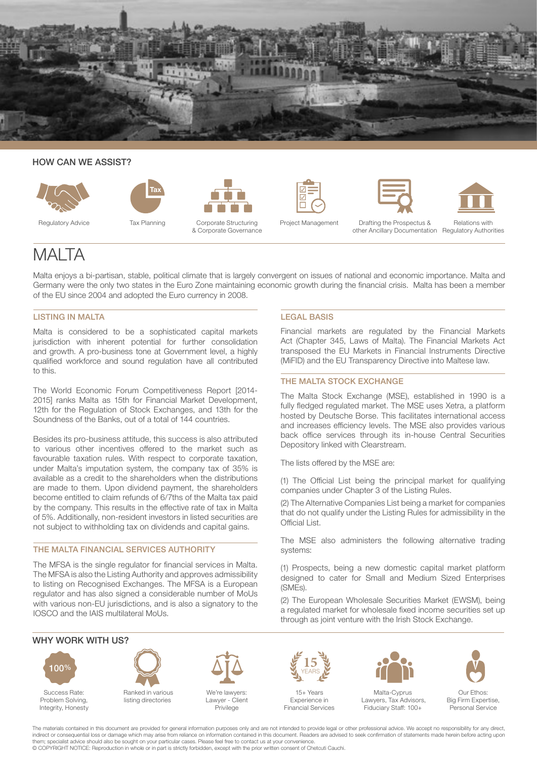## HOW CAN WE ASSIST?

Regulatory Advice

Tax Planning

Corporate Structuring & Corporate Governance

Project Management

Drafting the Prospectus & other Ancillary Documentation

Relations with Regulatory Authorities

# MALTA

Malta enjoys a bi-partisan, stable, political climate that is largely convergent on issues of national and economic importance. Malta and Germany were the only two states in the Euro Zone maintaining economic growth during the financial crisis. Malta has been a member of the EU since 2004 and adopted the Euro currency in 2008.

### LISTING IN MALTA

Malta is considered to be a sophisticated capital markets jurisdiction with inherent potential for further consolidation and growth. A pro-business tone at Government level, a highly qualified workforce and sound regulation have all contributed to this.

The World Economic Forum Competitiveness Report [2014-2015] ranks Malta as 15th for Financial Market Development, 12th for the Regulation of Stock Exchanges, and 13th for the Soundness of the Banks, out of a total of 144 countries.

Besides its pro-business attitude, this success is also attributed to various other incentives offered to the market such as favourable taxation rules. With respect to corporate taxation, under Malta's imputation system, the company tax of 35% is available as a credit to the shareholders when the distributions are made to them. Upon dividend payment, the shareholders become entitled to claim refunds of 6/7ths of the Malta tax paid by the company. This results in the effective rate of tax in Malta of 5%. Additionally, non-resident investors in listed securities are not subject to withholding tax on dividends and capital gains.

### THE MALTA FINANCIAL SERVICES AUTHORITY

The MFSA is the single regulator for financial services in Malta. The MFSA is also the Listing Authority and approves admissibility to listing on Recognised Exchanges. The MFSA is a European regulator and has also signed a considerable number of MoUs with various non-EU jurisdictions, and is also a signatory to the IOSCO and the IAIS multilateral MoUs.

### LEGAL BASIS

Financial markets are regulated by the Financial Markets Act (Chapter 345, Laws of Malta). The Financial Markets Act transposed the EU Markets in Financial Instruments Directive (MiFID) and the EU Transparency Directive into Maltese law.

### THE MALTA STOCK EXCHANGE

The Malta Stock Exchange (MSE), established in 1990 is a fully fledged regulated market. The MSE uses Xetra, a platform hosted by Deutsche Borse. This facilitates international access and increases efficiency levels. The MSE also provides various back office services through its in-house Central Securities Depository linked with Clearstream.

The lists offered by the MSE are:

(1) The Official List being the principal market for qualifying companies under Chapter 3 of the Listing Rules.

(2) The Alternative Companies List being a market for companies that do not qualify under the Listing Rules for admissibility in the Official List.

The MSE also administers the following alternative trading systems:

(1) Prospects, being a new domestic capital market platform designed to cater for Small and Medium Sized Enterprises (SMEs).

(2) The European Wholesale Securities Market (EWSM), being a regulated market for wholesale fixed income securities set up through as joint venture with the Irish Stock Exchange.

## WHY WORK WITH US?

100% Success Rate: Problem Solving, Integrity, Honesty

Ranked in various listing directories

We're lawyers: Lawyer - Client Privilege

15 YEARS 15+ Years Experience in Financial Services

Malta-Cyprus Lawyers, Tax Advisors, Fiduciary Staff: 100+

Our Ethos: Big Firm Expertise, Personal Service

The materials contained in this document are provided for general information purposes only and are not intended to provide legal or other professional advice. We accept no responsibility for any direct, indirect or consequential loss or damage which may arise from reliance on information contained in this document. Readers are advised to seek confirmation of statements made herein before acting upon them; specialist advice should also be sought on your particular cases. Please feel free to contact us at your convenience.
© COPYRIGHT NOTICE: Reproduction in whole or in part is strictly forbidden, except with the prior written consent of Chetcuti Cauchi.